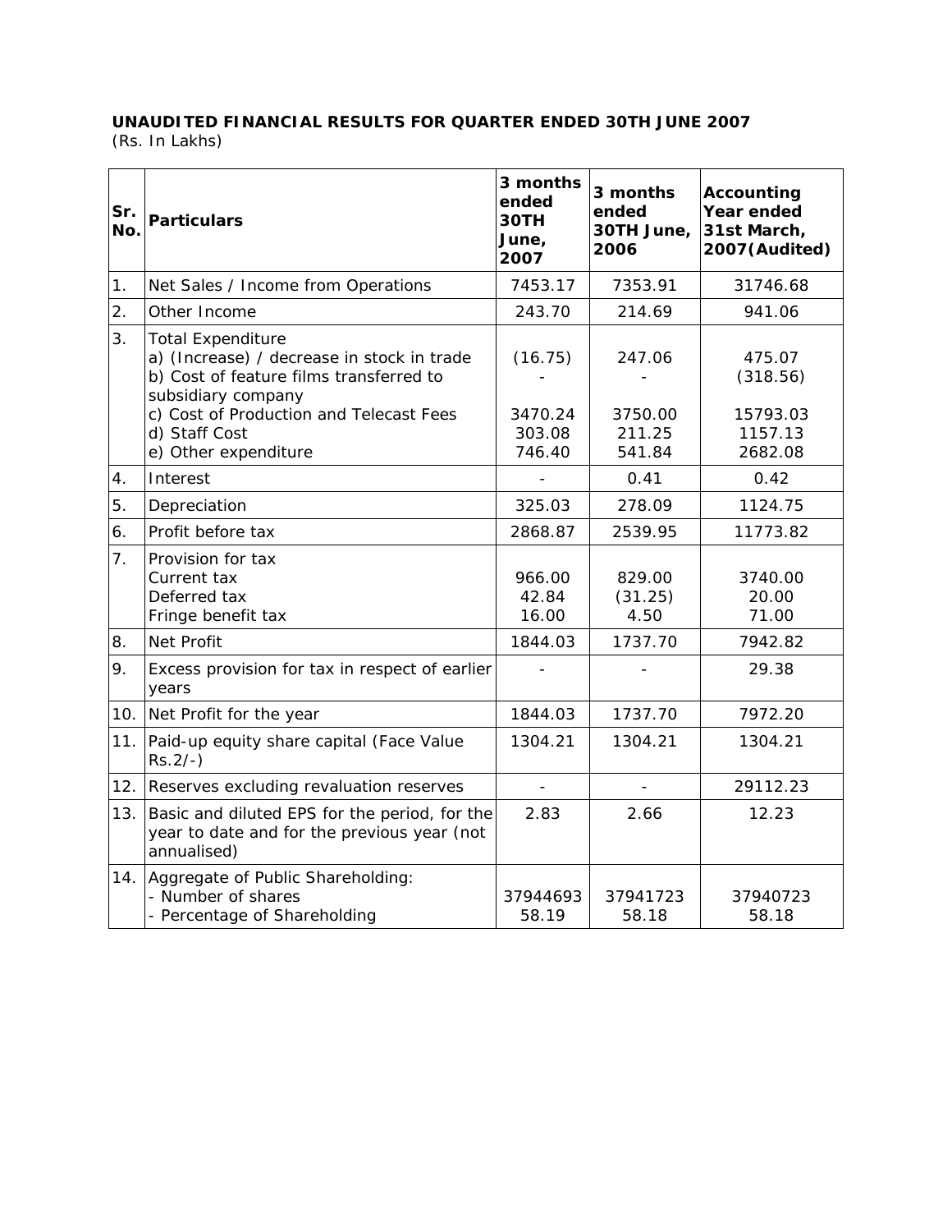**UNAUDITED FINANCIAL RESULTS FOR QUARTER ENDED 30TH JUNE 2007**
(Rs. In Lakhs)

| Sr. No. | Particulars | 3 months ended 30TH June, 2007 | 3 months ended 30TH June, 2006 | Accounting Year ended 31st March, 2007(Audited) |
|---|---|---|---|---|
| 1. | Net Sales / Income from Operations | 7453.17 | 7353.91 | 31746.68 |
| 2. | Other Income | 243.70 | 214.69 | 941.06 |
| 3. | Total Expenditure<br>a) (Increase) / decrease in stock in trade<br>b) Cost of feature films transferred to subsidiary company<br>c) Cost of Production and Telecast Fees<br>d) Staff Cost<br>e) Other expenditure | <br>(16.75)<br>-<br>3470.24<br>303.08<br>746.40 | <br>247.06<br>-<br>3750.00<br>211.25<br>541.84 | <br>475.07<br>(318.56)<br>15793.03<br>1157.13<br>2682.08 |
| 4. | Interest | - | 0.41 | 0.42 |
| 5. | Depreciation | 325.03 | 278.09 | 1124.75 |
| 6. | Profit before tax | 2868.87 | 2539.95 | 11773.82 |
| 7. | Provision for tax<br>Current tax<br>Deferred tax<br>Fringe benefit tax | <br>966.00<br>42.84<br>16.00 | <br>829.00<br>(31.25)<br>4.50 | <br>3740.00<br>20.00<br>71.00 |
| 8. | Net Profit | 1844.03 | 1737.70 | 7942.82 |
| 9. | Excess provision for tax in respect of earlier years | - | - | 29.38 |
| 10. | Net Profit for the year | 1844.03 | 1737.70 | 7972.20 |
| 11. | Paid-up equity share capital (Face Value Rs.2/-) | 1304.21 | 1304.21 | 1304.21 |
| 12. | Reserves excluding revaluation reserves | - | - | 29112.23 |
| 13. | Basic and diluted EPS for the period, for the year to date and for the previous year (not annualised) | 2.83 | 2.66 | 12.23 |
| 14. | Aggregate of Public Shareholding:<br>- Number of shares<br>- Percentage of Shareholding | <br>37944693<br>58.19 | <br>37941723<br>58.18 | <br>37940723<br>58.18 |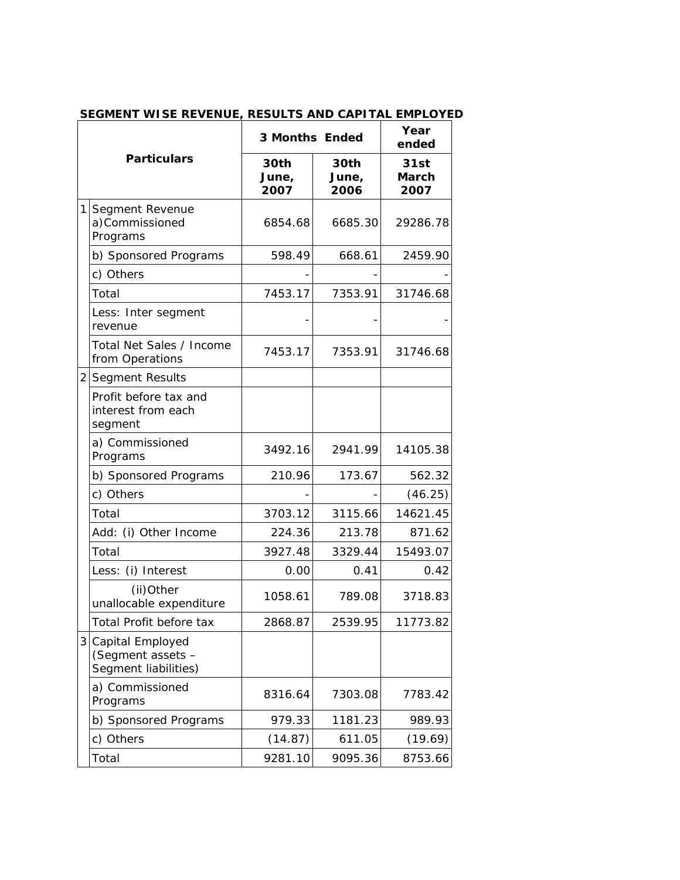**SEGMENT WISE REVENUE, RESULTS AND CAPITAL EMPLOYED**

| | Particulars | 3 Months Ended | | Year ended |
|---|---|---|---|---|
| | | **30th June, 2007** | **30th June, 2006** | **31st March 2007** |
| 1 | Segment Revenue a)Commissioned Programs | 6854.68 | 6685.30 | 29286.78 |
| | b) Sponsored Programs | 598.49 | 668.61 | 2459.90 |
| | c) Others | - | - | - |
| | Total | 7453.17 | 7353.91 | 31746.68 |
| | Less: Inter segment revenue | - | - | - |
| | Total Net Sales / Income from Operations | 7453.17 | 7353.91 | 31746.68 |
| 2 | Segment Results | | | |
| | Profit before tax and interest from each segment | | | |
| | a) Commissioned Programs | 3492.16 | 2941.99 | 14105.38 |
| | b) Sponsored Programs | 210.96 | 173.67 | 562.32 |
| | c) Others | - | - | (46.25) |
| | Total | 3703.12 | 3115.66 | 14621.45 |
| | Add: (i) Other Income | 224.36 | 213.78 | 871.62 |
| | Total | 3927.48 | 3329.44 | 15493.07 |
| | Less: (i) Interest | 0.00 | 0.41 | 0.42 |
| | (ii)Other unallocable expenditure | 1058.61 | 789.08 | 3718.83 |
| | Total Profit before tax | 2868.87 | 2539.95 | 11773.82 |
| 3 | Capital Employed (Segment assets – Segment liabilities) | | | |
| | a) Commissioned Programs | 8316.64 | 7303.08 | 7783.42 |
| | b) Sponsored Programs | 979.33 | 1181.23 | 989.93 |
| | c) Others | (14.87) | 611.05 | (19.69) |
| | Total | 9281.10 | 9095.36 | 8753.66 |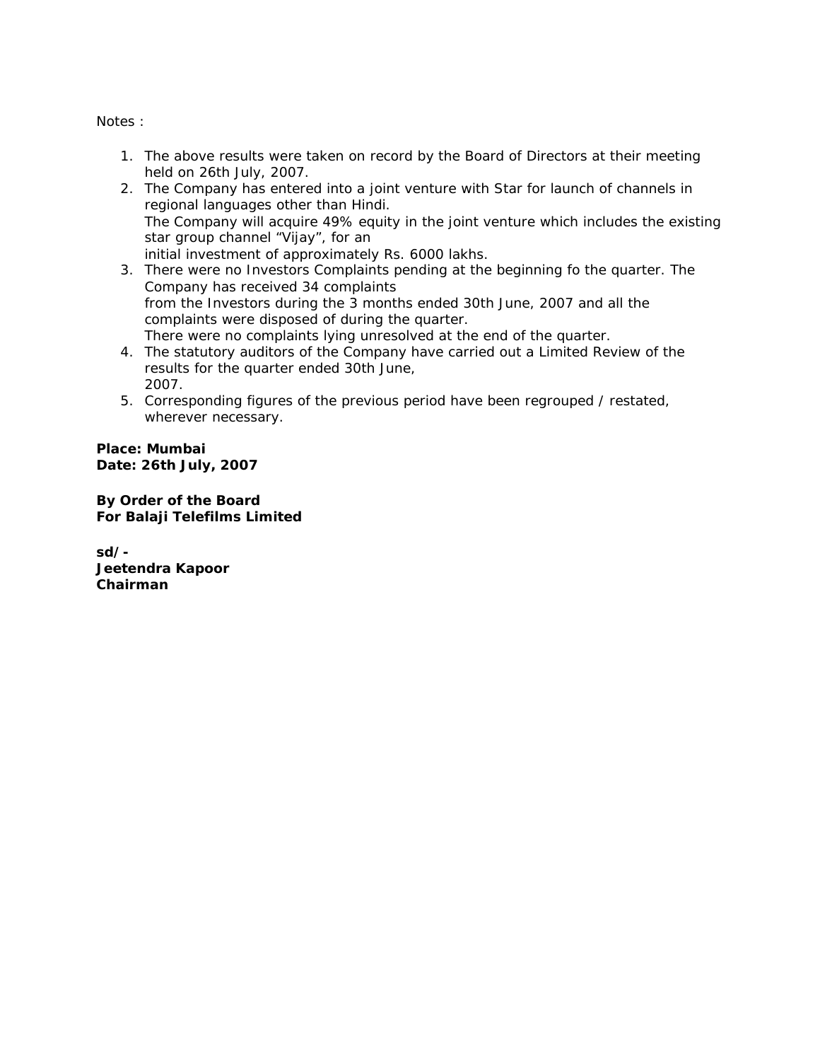Notes :

1. The above results were taken on record by the Board of Directors at their meeting held on 26th July, 2007.
2. The Company has entered into a joint venture with Star for launch of channels in regional languages other than Hindi.
   The Company will acquire 49% equity in the joint venture which includes the existing star group channel "Vijay", for an
   initial investment of approximately Rs. 6000 lakhs.
3. There were no Investors Complaints pending at the beginning fo the quarter. The Company has received 34 complaints
   from the Investors during the 3 months ended 30th June, 2007 and all the complaints were disposed of during the quarter.
   There were no complaints lying unresolved at the end of the quarter.
4. The statutory auditors of the Company have carried out a Limited Review of the results for the quarter ended 30th June,
   2007.
5. Corresponding figures of the previous period have been regrouped / restated, wherever necessary.

**Place: Mumbai**
**Date: 26th July, 2007**

**By Order of the Board**
**For Balaji Telefilms Limited**

**sd/-**
**Jeetendra Kapoor**
**Chairman**